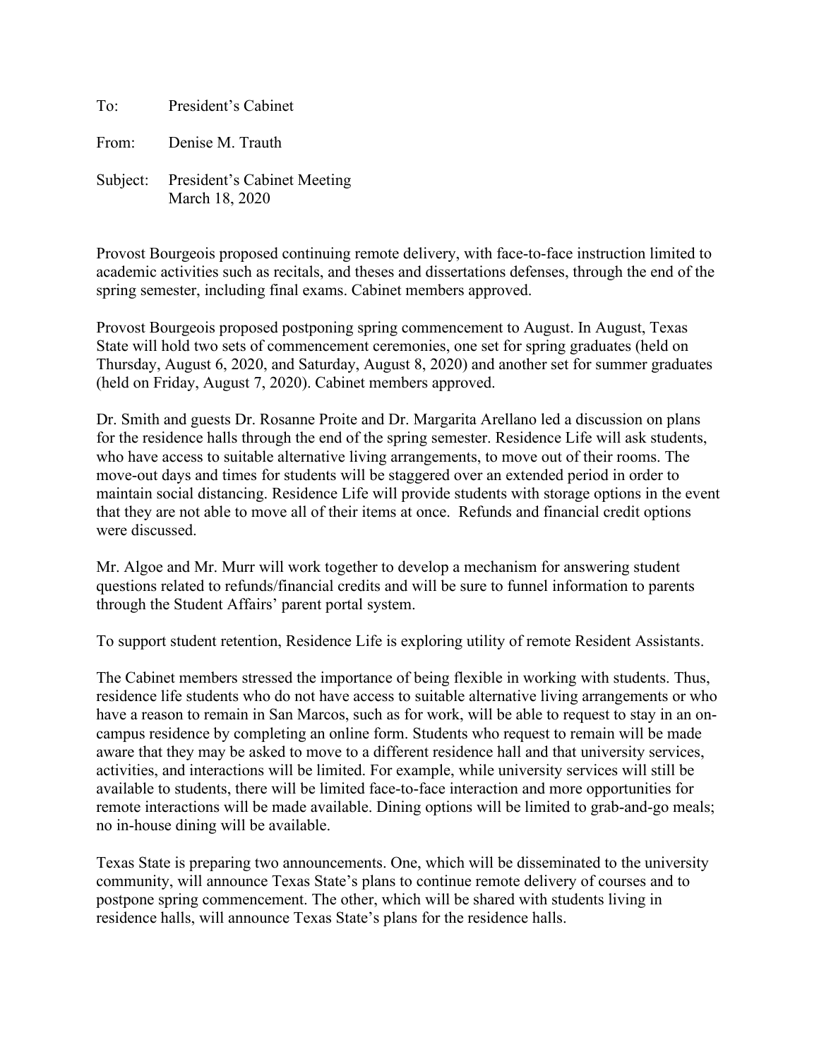To: President's Cabinet

From: Denise M. Trauth

Subject: President's Cabinet Meeting  
March 18, 2020

Provost Bourgeois proposed continuing remote delivery, with face-to-face instruction limited to academic activities such as recitals, and theses and dissertations defenses, through the end of the spring semester, including final exams. Cabinet members approved.

Provost Bourgeois proposed postponing spring commencement to August. In August, Texas State will hold two sets of commencement ceremonies, one set for spring graduates (held on Thursday, August 6, 2020, and Saturday, August 8, 2020) and another set for summer graduates (held on Friday, August 7, 2020). Cabinet members approved.

Dr. Smith and guests Dr. Rosanne Proite and Dr. Margarita Arellano led a discussion on plans for the residence halls through the end of the spring semester. Residence Life will ask students, who have access to suitable alternative living arrangements, to move out of their rooms. The move-out days and times for students will be staggered over an extended period in order to maintain social distancing. Residence Life will provide students with storage options in the event that they are not able to move all of their items at once. Refunds and financial credit options were discussed.

Mr. Algoe and Mr. Murr will work together to develop a mechanism for answering student questions related to refunds/financial credits and will be sure to funnel information to parents through the Student Affairs' parent portal system.

To support student retention, Residence Life is exploring utility of remote Resident Assistants.

The Cabinet members stressed the importance of being flexible in working with students. Thus, residence life students who do not have access to suitable alternative living arrangements or who have a reason to remain in San Marcos, such as for work, will be able to request to stay in an on-campus residence by completing an online form. Students who request to remain will be made aware that they may be asked to move to a different residence hall and that university services, activities, and interactions will be limited. For example, while university services will still be available to students, there will be limited face-to-face interaction and more opportunities for remote interactions will be made available. Dining options will be limited to grab-and-go meals; no in-house dining will be available.

Texas State is preparing two announcements. One, which will be disseminated to the university community, will announce Texas State's plans to continue remote delivery of courses and to postpone spring commencement. The other, which will be shared with students living in residence halls, will announce Texas State's plans for the residence halls.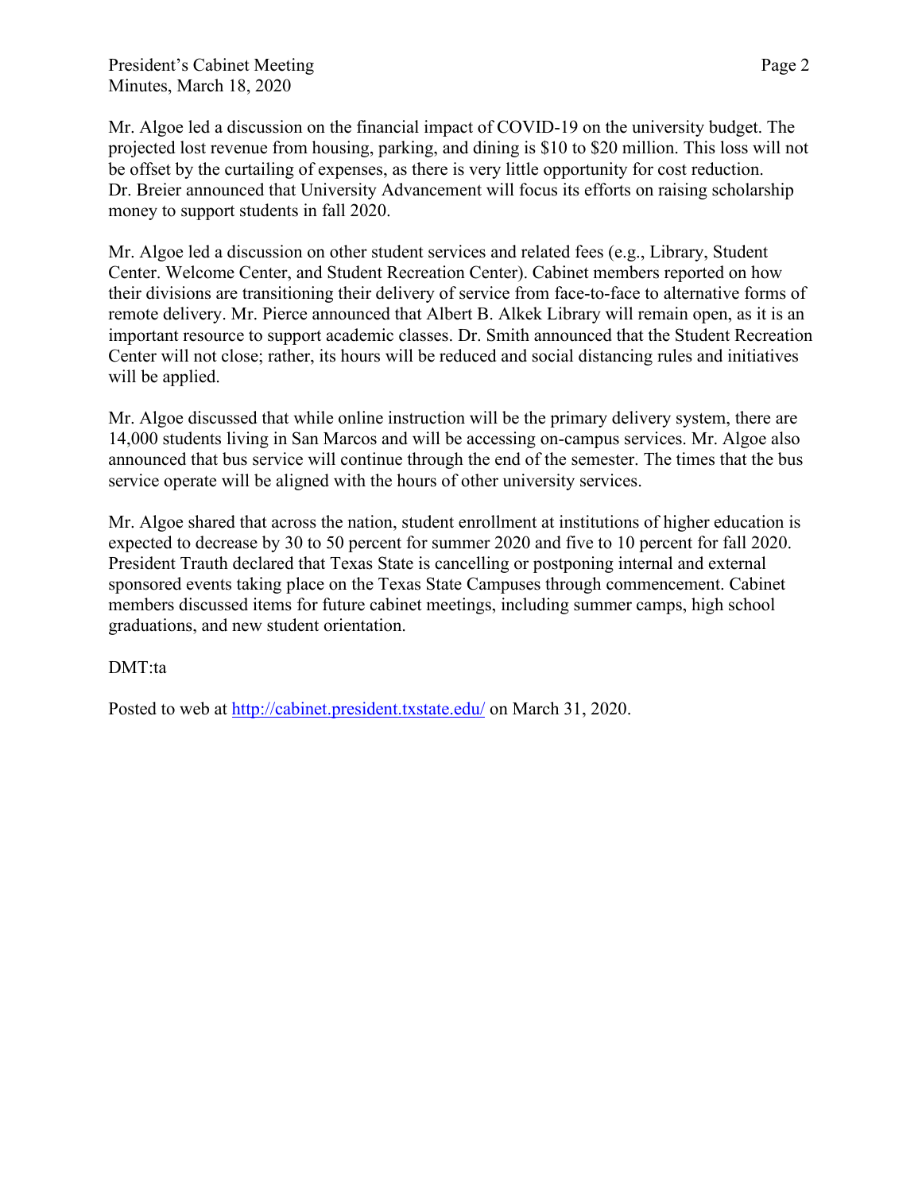Mr. Algoe led a discussion on the financial impact of COVID-19 on the university budget. The projected lost revenue from housing, parking, and dining is $10 to $20 million. This loss will not be offset by the curtailing of expenses, as there is very little opportunity for cost reduction. Dr. Breier announced that University Advancement will focus its efforts on raising scholarship money to support students in fall 2020.

Mr. Algoe led a discussion on other student services and related fees (e.g., Library, Student Center. Welcome Center, and Student Recreation Center). Cabinet members reported on how their divisions are transitioning their delivery of service from face-to-face to alternative forms of remote delivery. Mr. Pierce announced that Albert B. Alkek Library will remain open, as it is an important resource to support academic classes. Dr. Smith announced that the Student Recreation Center will not close; rather, its hours will be reduced and social distancing rules and initiatives will be applied.

Mr. Algoe discussed that while online instruction will be the primary delivery system, there are 14,000 students living in San Marcos and will be accessing on-campus services. Mr. Algoe also announced that bus service will continue through the end of the semester. The times that the bus service operate will be aligned with the hours of other university services.

Mr. Algoe shared that across the nation, student enrollment at institutions of higher education is expected to decrease by 30 to 50 percent for summer 2020 and five to 10 percent for fall 2020. President Trauth declared that Texas State is cancelling or postponing internal and external sponsored events taking place on the Texas State Campuses through commencement. Cabinet members discussed items for future cabinet meetings, including summer camps, high school graduations, and new student orientation.

DMT:ta

Posted to web at [http://cabinet.president.txstate.edu/](http://cabinet.president.txstate.edu/) on March 31, 2020.